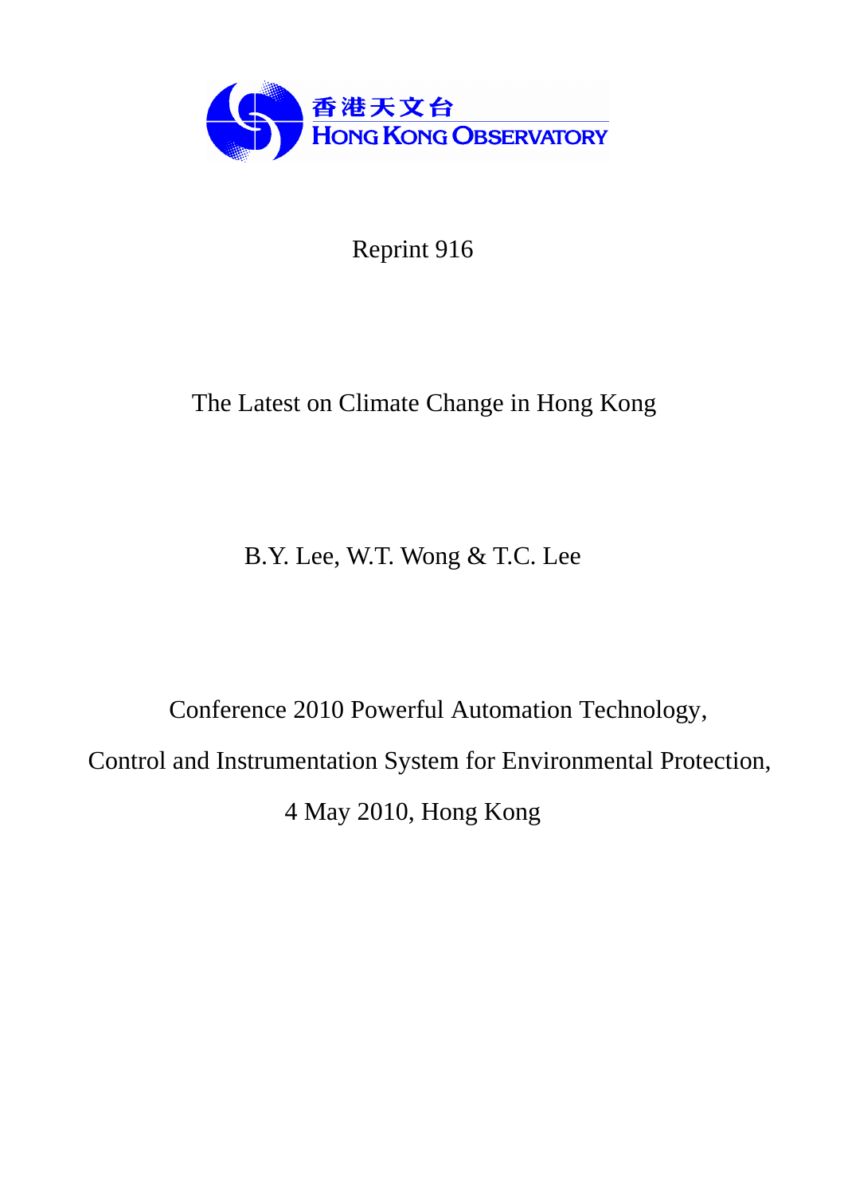香港天文台
HONG KONG OBSERVATORY

Reprint 916

# The Latest on Climate Change in Hong Kong

B.Y. Lee, W.T. Wong & T.C. Lee

Conference 2010 Powerful Automation Technology,

Control and Instrumentation System for Environmental Protection,

4 May 2010, Hong Kong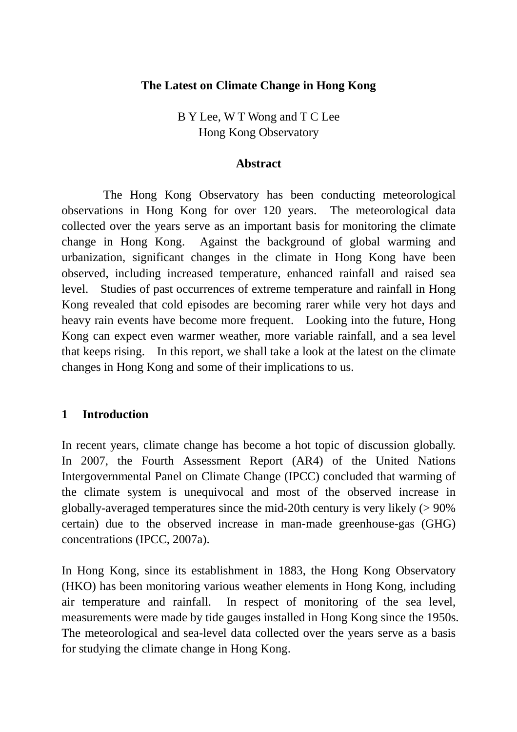# The Latest on Climate Change in Hong Kong

B Y Lee, W T Wong and T C Lee
Hong Kong Observatory

## Abstract

The Hong Kong Observatory has been conducting meteorological observations in Hong Kong for over 120 years. The meteorological data collected over the years serve as an important basis for monitoring the climate change in Hong Kong. Against the background of global warming and urbanization, significant changes in the climate in Hong Kong have been observed, including increased temperature, enhanced rainfall and raised sea level. Studies of past occurrences of extreme temperature and rainfall in Hong Kong revealed that cold episodes are becoming rarer while very hot days and heavy rain events have become more frequent. Looking into the future, Hong Kong can expect even warmer weather, more variable rainfall, and a sea level that keeps rising. In this report, we shall take a look at the latest on the climate changes in Hong Kong and some of their implications to us.

## 1 Introduction

In recent years, climate change has become a hot topic of discussion globally. In 2007, the Fourth Assessment Report (AR4) of the United Nations Intergovernmental Panel on Climate Change (IPCC) concluded that warming of the climate system is unequivocal and most of the observed increase in globally-averaged temperatures since the mid-20th century is very likely (> 90% certain) due to the observed increase in man-made greenhouse-gas (GHG) concentrations (IPCC, 2007a).

In Hong Kong, since its establishment in 1883, the Hong Kong Observatory (HKO) has been monitoring various weather elements in Hong Kong, including air temperature and rainfall. In respect of monitoring of the sea level, measurements were made by tide gauges installed in Hong Kong since the 1950s. The meteorological and sea-level data collected over the years serve as a basis for studying the climate change in Hong Kong.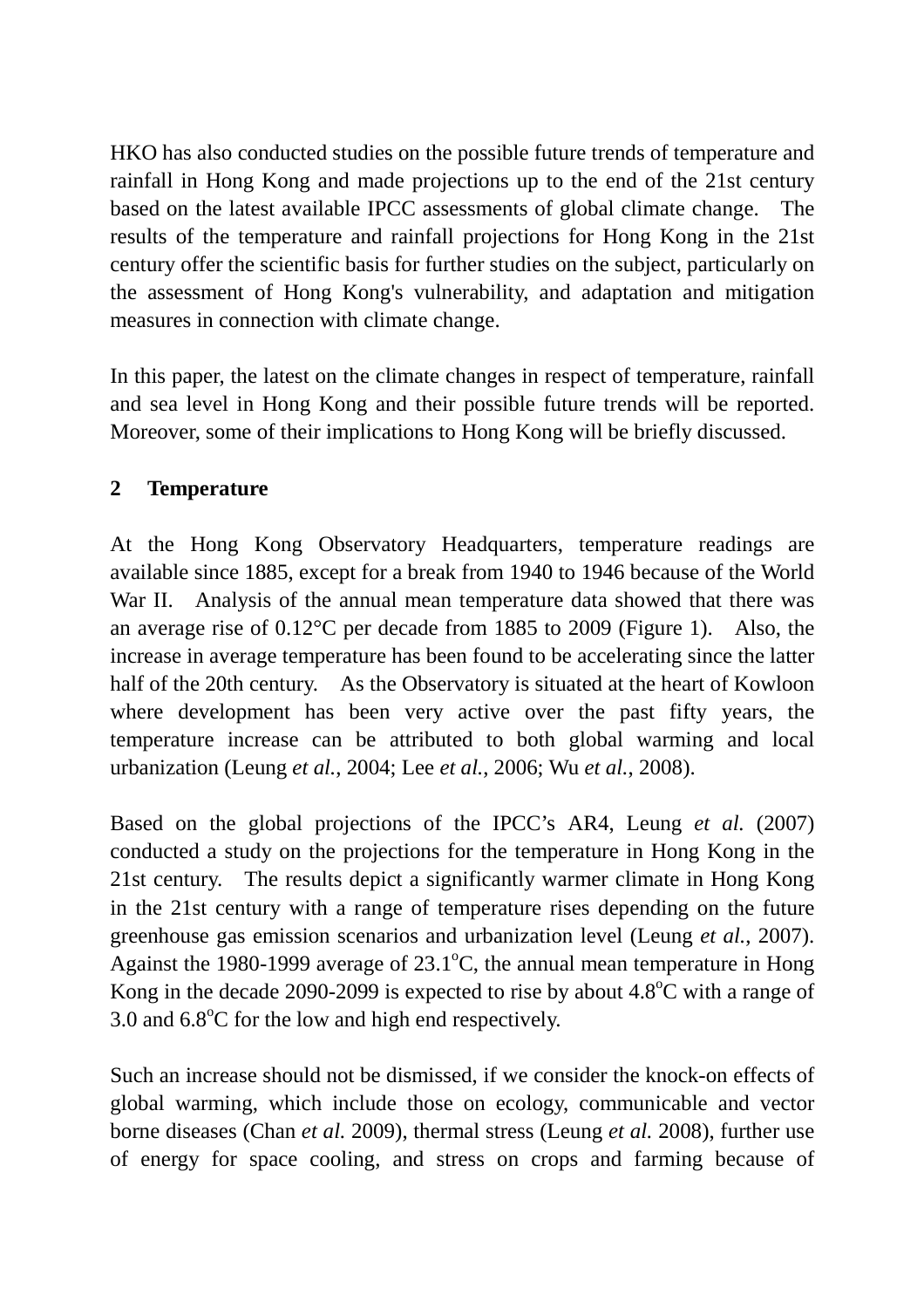HKO has also conducted studies on the possible future trends of temperature and rainfall in Hong Kong and made projections up to the end of the 21st century based on the latest available IPCC assessments of global climate change. The results of the temperature and rainfall projections for Hong Kong in the 21st century offer the scientific basis for further studies on the subject, particularly on the assessment of Hong Kong's vulnerability, and adaptation and mitigation measures in connection with climate change.

In this paper, the latest on the climate changes in respect of temperature, rainfall and sea level in Hong Kong and their possible future trends will be reported. Moreover, some of their implications to Hong Kong will be briefly discussed.

## 2 Temperature

At the Hong Kong Observatory Headquarters, temperature readings are available since 1885, except for a break from 1940 to 1946 because of the World War II. Analysis of the annual mean temperature data showed that there was an average rise of 0.12°C per decade from 1885 to 2009 (Figure 1). Also, the increase in average temperature has been found to be accelerating since the latter half of the 20th century. As the Observatory is situated at the heart of Kowloon where development has been very active over the past fifty years, the temperature increase can be attributed to both global warming and local urbanization (Leung *et al.*, 2004; Lee *et al.*, 2006; Wu *et al.*, 2008).

Based on the global projections of the IPCC's AR4, Leung *et al.* (2007) conducted a study on the projections for the temperature in Hong Kong in the 21st century. The results depict a significantly warmer climate in Hong Kong in the 21st century with a range of temperature rises depending on the future greenhouse gas emission scenarios and urbanization level (Leung *et al.*, 2007). Against the 1980-1999 average of 23.1°C, the annual mean temperature in Hong Kong in the decade 2090-2099 is expected to rise by about 4.8°C with a range of 3.0 and 6.8°C for the low and high end respectively.

Such an increase should not be dismissed, if we consider the knock-on effects of global warming, which include those on ecology, communicable and vector borne diseases (Chan *et al.* 2009), thermal stress (Leung *et al.* 2008), further use of energy for space cooling, and stress on crops and farming because of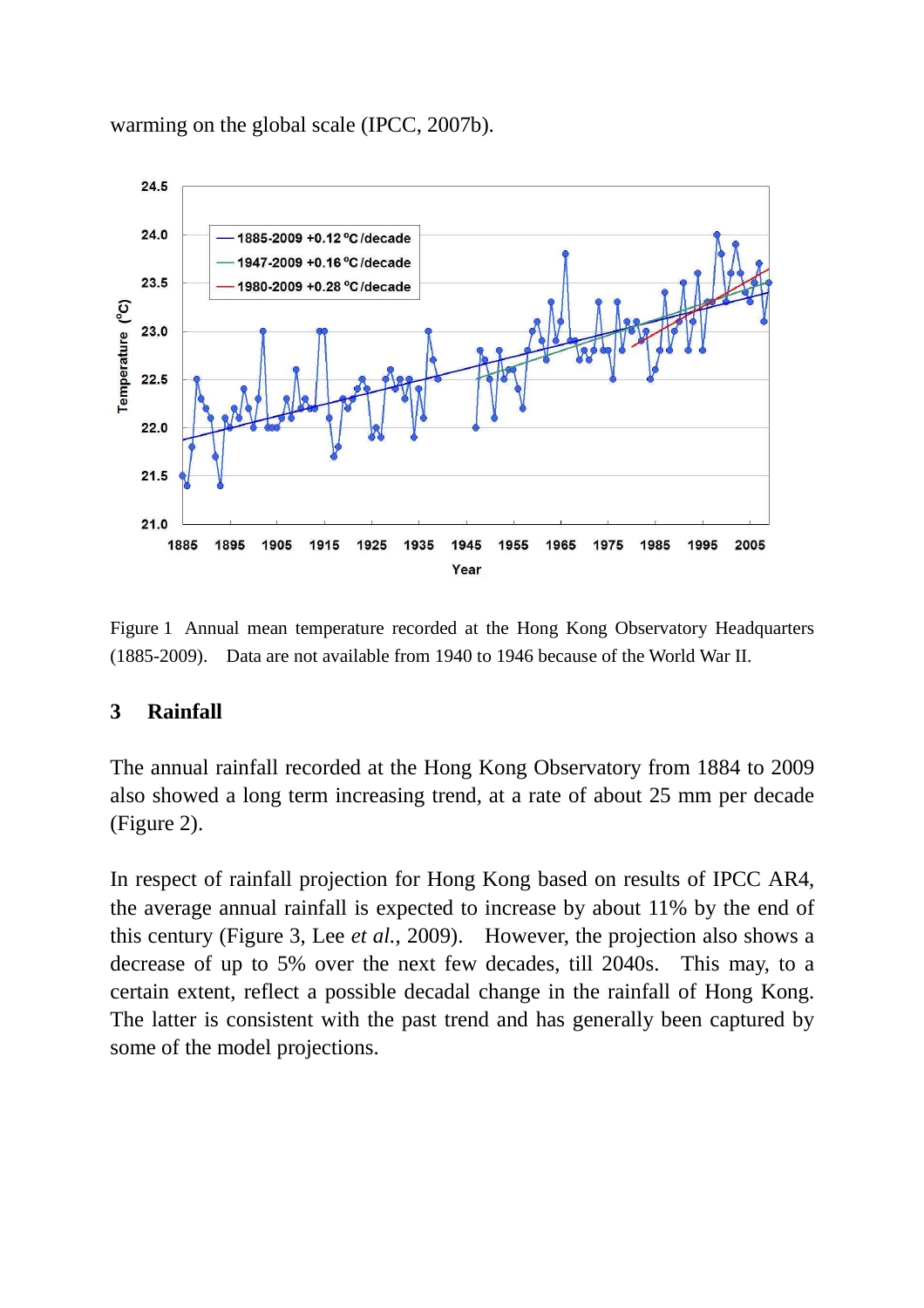warming on the global scale (IPCC, 2007b).

Figure 1 Annual mean temperature recorded at the Hong Kong Observatory Headquarters (1885-2009). Data are not available from 1940 to 1946 because of the World War II.

## 3 Rainfall

The annual rainfall recorded at the Hong Kong Observatory from 1884 to 2009 also showed a long term increasing trend, at a rate of about 25 mm per decade (Figure 2).

In respect of rainfall projection for Hong Kong based on results of IPCC AR4, the average annual rainfall is expected to increase by about 11% by the end of this century (Figure 3, Lee *et al.*, 2009). However, the projection also shows a decrease of up to 5% over the next few decades, till 2040s. This may, to a certain extent, reflect a possible decadal change in the rainfall of Hong Kong. The latter is consistent with the past trend and has generally been captured by some of the model projections.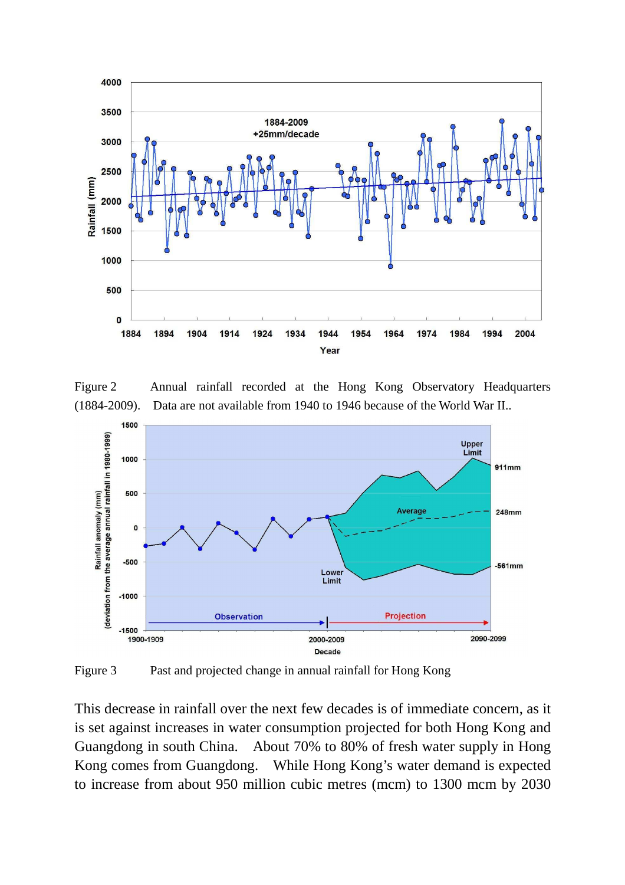Figure 2 Annual rainfall recorded at the Hong Kong Observatory Headquarters (1884-2009). Data are not available from 1940 to 1946 because of the World War II..

Figure 3 Past and projected change in annual rainfall for Hong Kong

This decrease in rainfall over the next few decades is of immediate concern, as it is set against increases in water consumption projected for both Hong Kong and Guangdong in south China. About 70% to 80% of fresh water supply in Hong Kong comes from Guangdong. While Hong Kong's water demand is expected to increase from about 950 million cubic metres (mcm) to 1300 mcm by 2030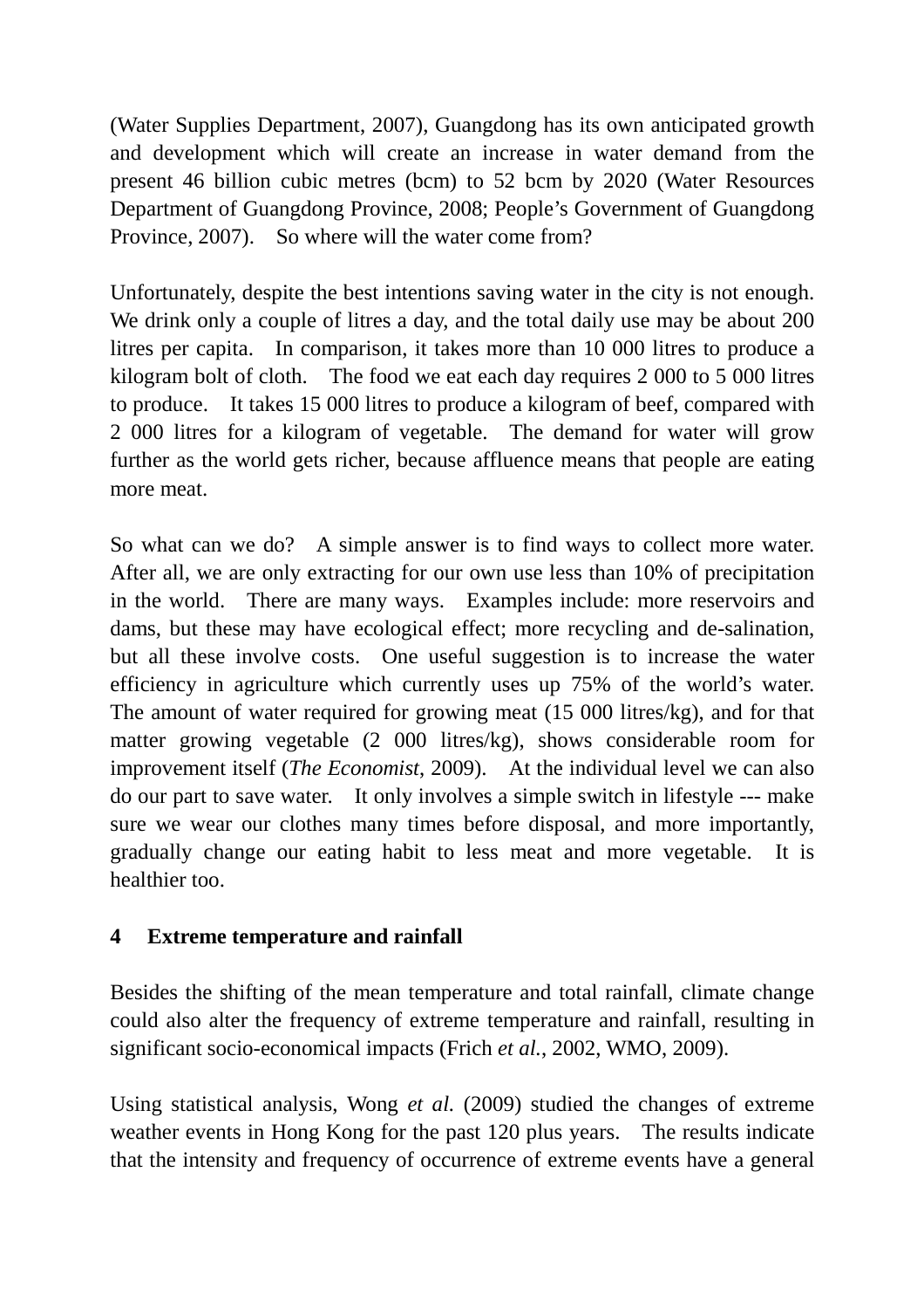(Water Supplies Department, 2007), Guangdong has its own anticipated growth and development which will create an increase in water demand from the present 46 billion cubic metres (bcm) to 52 bcm by 2020 (Water Resources Department of Guangdong Province, 2008; People's Government of Guangdong Province, 2007). So where will the water come from?

Unfortunately, despite the best intentions saving water in the city is not enough. We drink only a couple of litres a day, and the total daily use may be about 200 litres per capita. In comparison, it takes more than 10 000 litres to produce a kilogram bolt of cloth. The food we eat each day requires 2 000 to 5 000 litres to produce. It takes 15 000 litres to produce a kilogram of beef, compared with 2 000 litres for a kilogram of vegetable. The demand for water will grow further as the world gets richer, because affluence means that people are eating more meat.

So what can we do? A simple answer is to find ways to collect more water. After all, we are only extracting for our own use less than 10% of precipitation in the world. There are many ways. Examples include: more reservoirs and dams, but these may have ecological effect; more recycling and de-salination, but all these involve costs. One useful suggestion is to increase the water efficiency in agriculture which currently uses up 75% of the world's water. The amount of water required for growing meat (15 000 litres/kg), and for that matter growing vegetable (2 000 litres/kg), shows considerable room for improvement itself (*The Economist*, 2009). At the individual level we can also do our part to save water. It only involves a simple switch in lifestyle --- make sure we wear our clothes many times before disposal, and more importantly, gradually change our eating habit to less meat and more vegetable. It is healthier too.

## 4 Extreme temperature and rainfall

Besides the shifting of the mean temperature and total rainfall, climate change could also alter the frequency of extreme temperature and rainfall, resulting in significant socio-economical impacts (Frich *et al.*, 2002, WMO, 2009).

Using statistical analysis, Wong *et al.* (2009) studied the changes of extreme weather events in Hong Kong for the past 120 plus years. The results indicate that the intensity and frequency of occurrence of extreme events have a general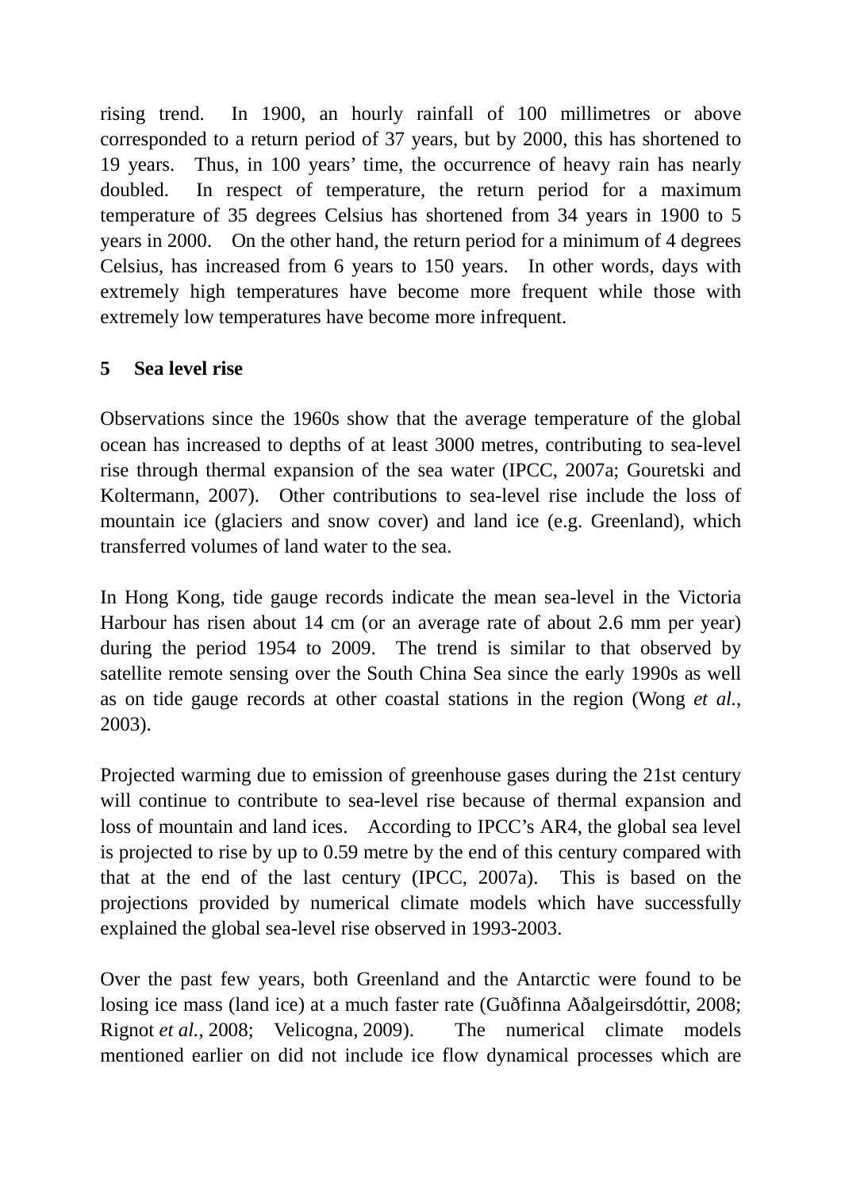rising trend. In 1900, an hourly rainfall of 100 millimetres or above corresponded to a return period of 37 years, but by 2000, this has shortened to 19 years. Thus, in 100 years' time, the occurrence of heavy rain has nearly doubled. In respect of temperature, the return period for a maximum temperature of 35 degrees Celsius has shortened from 34 years in 1900 to 5 years in 2000. On the other hand, the return period for a minimum of 4 degrees Celsius, has increased from 6 years to 150 years. In other words, days with extremely high temperatures have become more frequent while those with extremely low temperatures have become more infrequent.

## 5 Sea level rise

Observations since the 1960s show that the average temperature of the global ocean has increased to depths of at least 3000 metres, contributing to sea-level rise through thermal expansion of the sea water (IPCC, 2007a; Gouretski and Koltermann, 2007). Other contributions to sea-level rise include the loss of mountain ice (glaciers and snow cover) and land ice (e.g. Greenland), which transferred volumes of land water to the sea.

In Hong Kong, tide gauge records indicate the mean sea-level in the Victoria Harbour has risen about 14 cm (or an average rate of about 2.6 mm per year) during the period 1954 to 2009. The trend is similar to that observed by satellite remote sensing over the South China Sea since the early 1990s as well as on tide gauge records at other coastal stations in the region (Wong *et al.*, 2003).

Projected warming due to emission of greenhouse gases during the 21st century will continue to contribute to sea-level rise because of thermal expansion and loss of mountain and land ices. According to IPCC's AR4, the global sea level is projected to rise by up to 0.59 metre by the end of this century compared with that at the end of the last century (IPCC, 2007a). This is based on the projections provided by numerical climate models which have successfully explained the global sea-level rise observed in 1993-2003.

Over the past few years, both Greenland and the Antarctic were found to be losing ice mass (land ice) at a much faster rate (Guðfinna Aðalgeirsdóttir, 2008; Rignot *et al.*, 2008; Velicogna, 2009). The numerical climate models mentioned earlier on did not include ice flow dynamical processes which are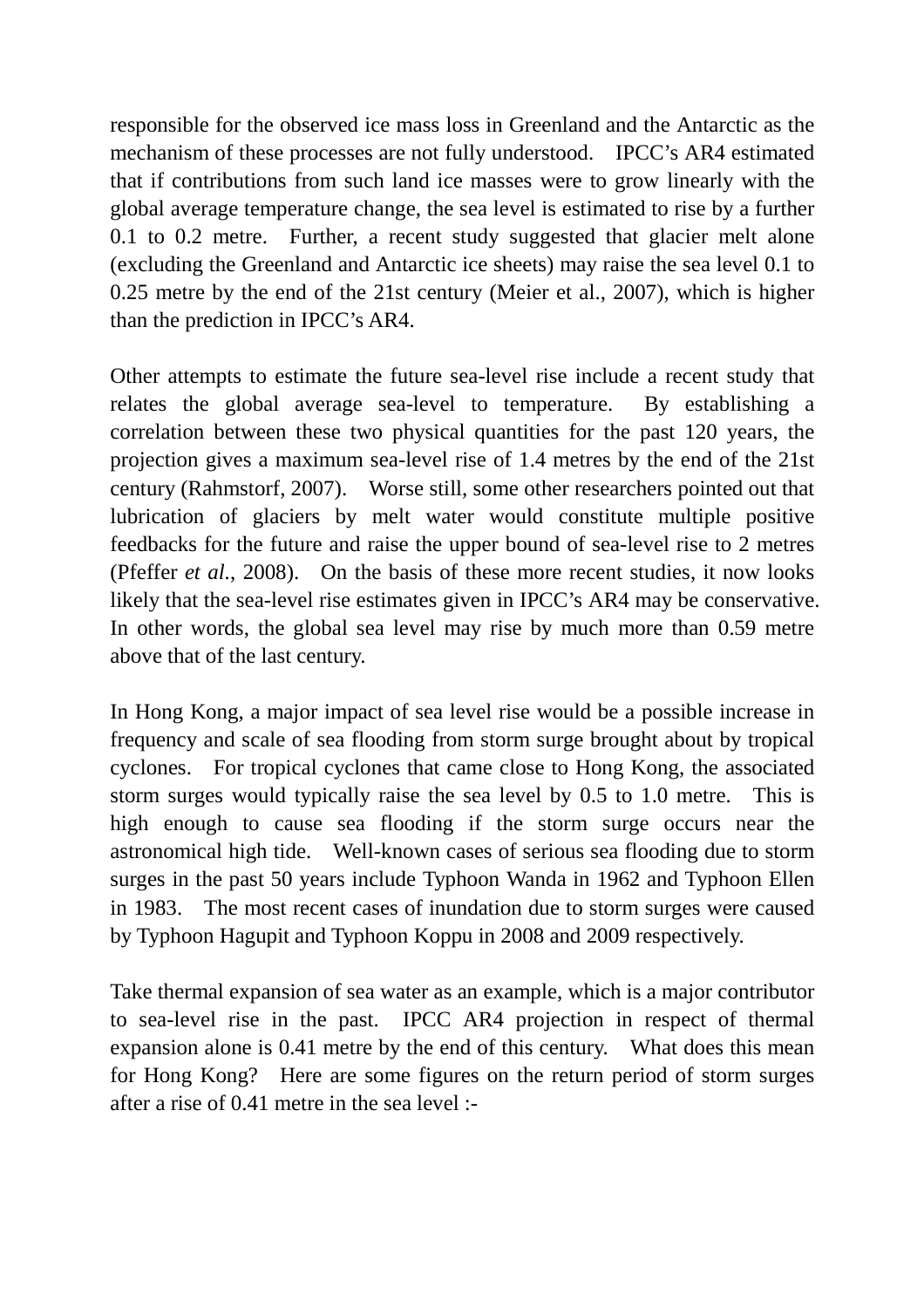responsible for the observed ice mass loss in Greenland and the Antarctic as the mechanism of these processes are not fully understood. IPCC's AR4 estimated that if contributions from such land ice masses were to grow linearly with the global average temperature change, the sea level is estimated to rise by a further 0.1 to 0.2 metre. Further, a recent study suggested that glacier melt alone (excluding the Greenland and Antarctic ice sheets) may raise the sea level 0.1 to 0.25 metre by the end of the 21st century (Meier et al., 2007), which is higher than the prediction in IPCC's AR4.

Other attempts to estimate the future sea-level rise include a recent study that relates the global average sea-level to temperature. By establishing a correlation between these two physical quantities for the past 120 years, the projection gives a maximum sea-level rise of 1.4 metres by the end of the 21st century (Rahmstorf, 2007). Worse still, some other researchers pointed out that lubrication of glaciers by melt water would constitute multiple positive feedbacks for the future and raise the upper bound of sea-level rise to 2 metres (Pfeffer *et al.*, 2008). On the basis of these more recent studies, it now looks likely that the sea-level rise estimates given in IPCC's AR4 may be conservative. In other words, the global sea level may rise by much more than 0.59 metre above that of the last century.

In Hong Kong, a major impact of sea level rise would be a possible increase in frequency and scale of sea flooding from storm surge brought about by tropical cyclones. For tropical cyclones that came close to Hong Kong, the associated storm surges would typically raise the sea level by 0.5 to 1.0 metre. This is high enough to cause sea flooding if the storm surge occurs near the astronomical high tide. Well-known cases of serious sea flooding due to storm surges in the past 50 years include Typhoon Wanda in 1962 and Typhoon Ellen in 1983. The most recent cases of inundation due to storm surges were caused by Typhoon Hagupit and Typhoon Koppu in 2008 and 2009 respectively.

Take thermal expansion of sea water as an example, which is a major contributor to sea-level rise in the past. IPCC AR4 projection in respect of thermal expansion alone is 0.41 metre by the end of this century. What does this mean for Hong Kong? Here are some figures on the return period of storm surges after a rise of 0.41 metre in the sea level :-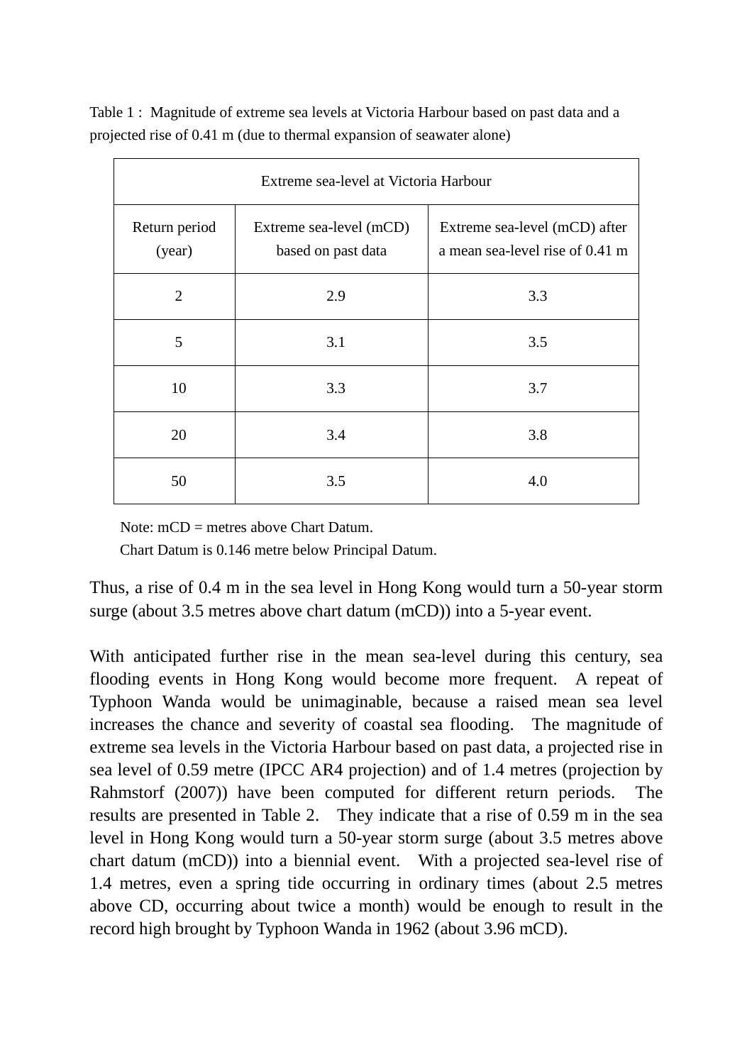Table 1 : Magnitude of extreme sea levels at Victoria Harbour based on past data and a projected rise of 0.41 m (due to thermal expansion of seawater alone)

| Extreme sea-level at Victoria Harbour | | |
|---|---|---|
| Return period (year) | Extreme sea-level (mCD) based on past data | Extreme sea-level (mCD) after a mean sea-level rise of 0.41 m |
| 2 | 2.9 | 3.3 |
| 5 | 3.1 | 3.5 |
| 10 | 3.3 | 3.7 |
| 20 | 3.4 | 3.8 |
| 50 | 3.5 | 4.0 |

Note: mCD = metres above Chart Datum.
Chart Datum is 0.146 metre below Principal Datum.

Thus, a rise of 0.4 m in the sea level in Hong Kong would turn a 50-year storm surge (about 3.5 metres above chart datum (mCD)) into a 5-year event.

With anticipated further rise in the mean sea-level during this century, sea flooding events in Hong Kong would become more frequent. A repeat of Typhoon Wanda would be unimaginable, because a raised mean sea level increases the chance and severity of coastal sea flooding. The magnitude of extreme sea levels in the Victoria Harbour based on past data, a projected rise in sea level of 0.59 metre (IPCC AR4 projection) and of 1.4 metres (projection by Rahmstorf (2007)) have been computed for different return periods. The results are presented in Table 2. They indicate that a rise of 0.59 m in the sea level in Hong Kong would turn a 50-year storm surge (about 3.5 metres above chart datum (mCD)) into a biennial event. With a projected sea-level rise of 1.4 metres, even a spring tide occurring in ordinary times (about 2.5 metres above CD, occurring about twice a month) would be enough to result in the record high brought by Typhoon Wanda in 1962 (about 3.96 mCD).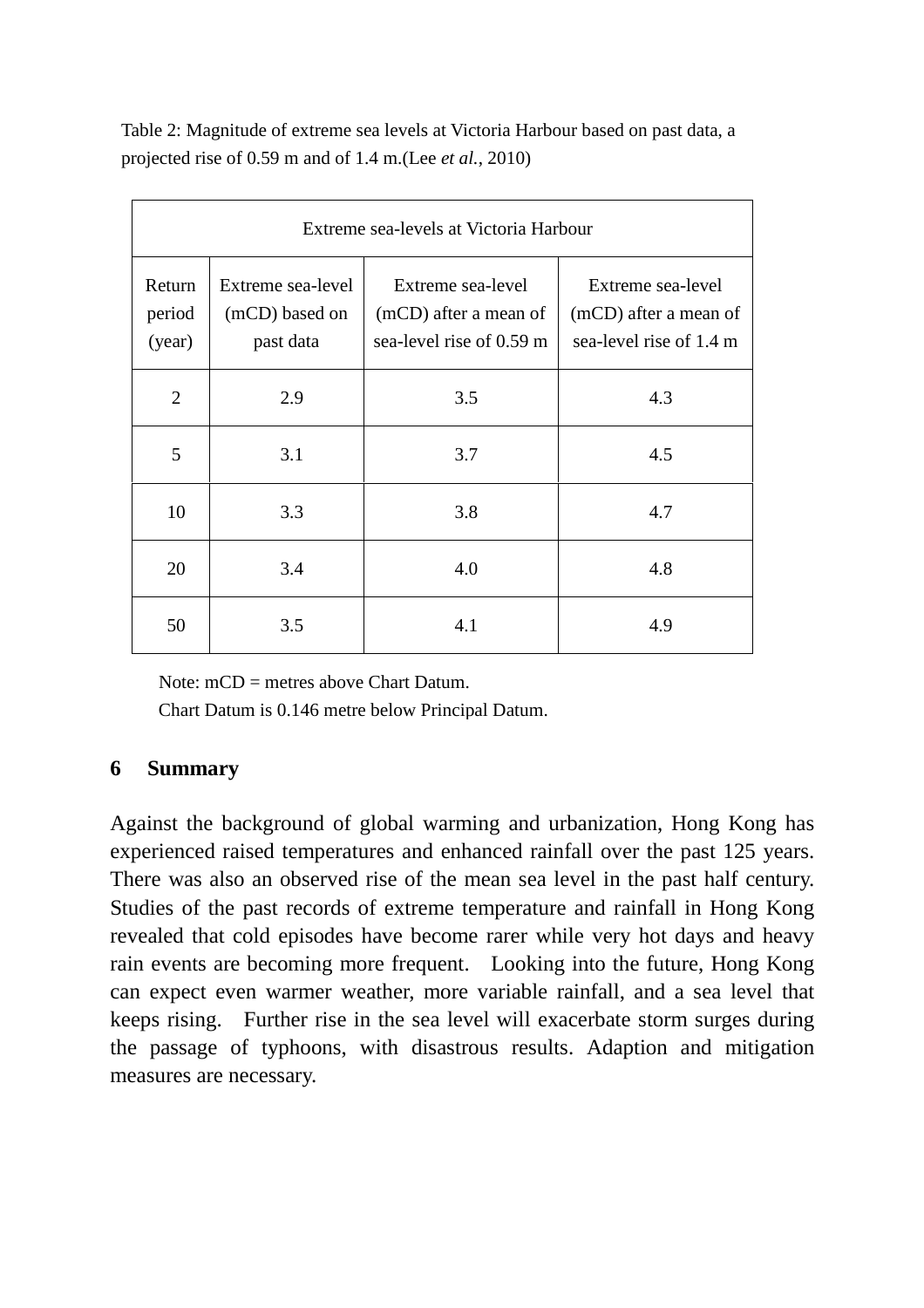Table 2: Magnitude of extreme sea levels at Victoria Harbour based on past data, a projected rise of 0.59 m and of 1.4 m.(Lee *et al.*, 2010)

| Extreme sea-levels at Victoria Harbour | | | |
|---|---|---|---|
| Return period (year) | Extreme sea-level (mCD) based on past data | Extreme sea-level (mCD) after a mean of sea-level rise of 0.59 m | Extreme sea-level (mCD) after a mean of sea-level rise of 1.4 m |
| 2 | 2.9 | 3.5 | 4.3 |
| 5 | 3.1 | 3.7 | 4.5 |
| 10 | 3.3 | 3.8 | 4.7 |
| 20 | 3.4 | 4.0 | 4.8 |
| 50 | 3.5 | 4.1 | 4.9 |

Note: mCD = metres above Chart Datum.
Chart Datum is 0.146 metre below Principal Datum.

## 6 Summary

Against the background of global warming and urbanization, Hong Kong has experienced raised temperatures and enhanced rainfall over the past 125 years. There was also an observed rise of the mean sea level in the past half century. Studies of the past records of extreme temperature and rainfall in Hong Kong revealed that cold episodes have become rarer while very hot days and heavy rain events are becoming more frequent. Looking into the future, Hong Kong can expect even warmer weather, more variable rainfall, and a sea level that keeps rising. Further rise in the sea level will exacerbate storm surges during the passage of typhoons, with disastrous results. Adaption and mitigation measures are necessary.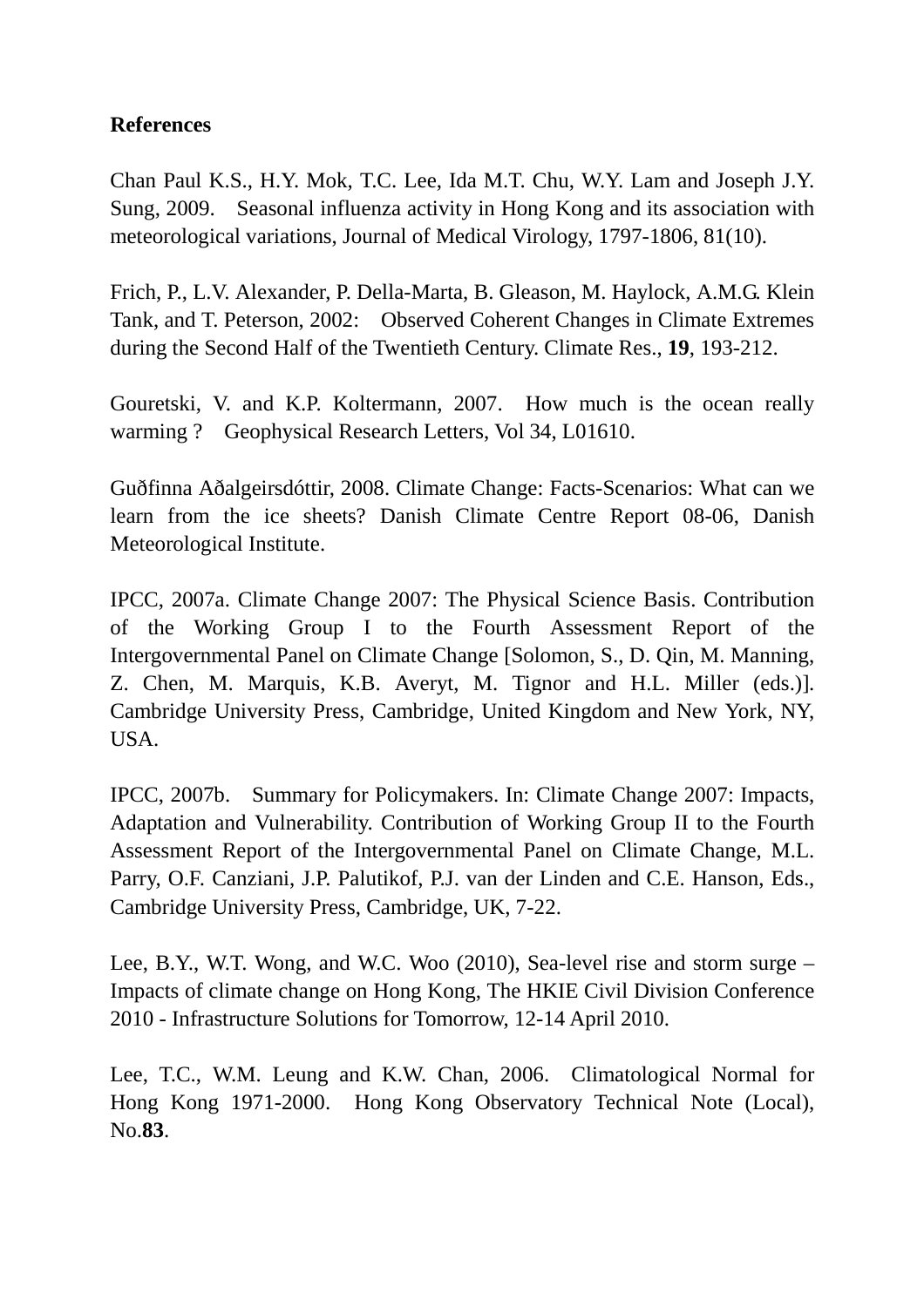**References**

Chan Paul K.S., H.Y. Mok, T.C. Lee, Ida M.T. Chu, W.Y. Lam and Joseph J.Y. Sung, 2009. Seasonal influenza activity in Hong Kong and its association with meteorological variations, Journal of Medical Virology, 1797-1806, 81(10).

Frich, P., L.V. Alexander, P. Della-Marta, B. Gleason, M. Haylock, A.M.G. Klein Tank, and T. Peterson, 2002: Observed Coherent Changes in Climate Extremes during the Second Half of the Twentieth Century. Climate Res., **19**, 193-212.

Gouretski, V. and K.P. Koltermann, 2007. How much is the ocean really warming ? Geophysical Research Letters, Vol 34, L01610.

Guðfinna Aðalgeirsdóttir, 2008. Climate Change: Facts-Scenarios: What can we learn from the ice sheets? Danish Climate Centre Report 08-06, Danish Meteorological Institute.

IPCC, 2007a. Climate Change 2007: The Physical Science Basis. Contribution of the Working Group I to the Fourth Assessment Report of the Intergovernmental Panel on Climate Change [Solomon, S., D. Qin, M. Manning, Z. Chen, M. Marquis, K.B. Averyt, M. Tignor and H.L. Miller (eds.)]. Cambridge University Press, Cambridge, United Kingdom and New York, NY, USA.

IPCC, 2007b. Summary for Policymakers. In: Climate Change 2007: Impacts, Adaptation and Vulnerability. Contribution of Working Group II to the Fourth Assessment Report of the Intergovernmental Panel on Climate Change, M.L. Parry, O.F. Canziani, J.P. Palutikof, P.J. van der Linden and C.E. Hanson, Eds., Cambridge University Press, Cambridge, UK, 7-22.

Lee, B.Y., W.T. Wong, and W.C. Woo (2010), Sea-level rise and storm surge – Impacts of climate change on Hong Kong, The HKIE Civil Division Conference 2010 - Infrastructure Solutions for Tomorrow, 12-14 April 2010.

Lee, T.C., W.M. Leung and K.W. Chan, 2006. Climatological Normal for Hong Kong 1971-2000. Hong Kong Observatory Technical Note (Local), No.**83**.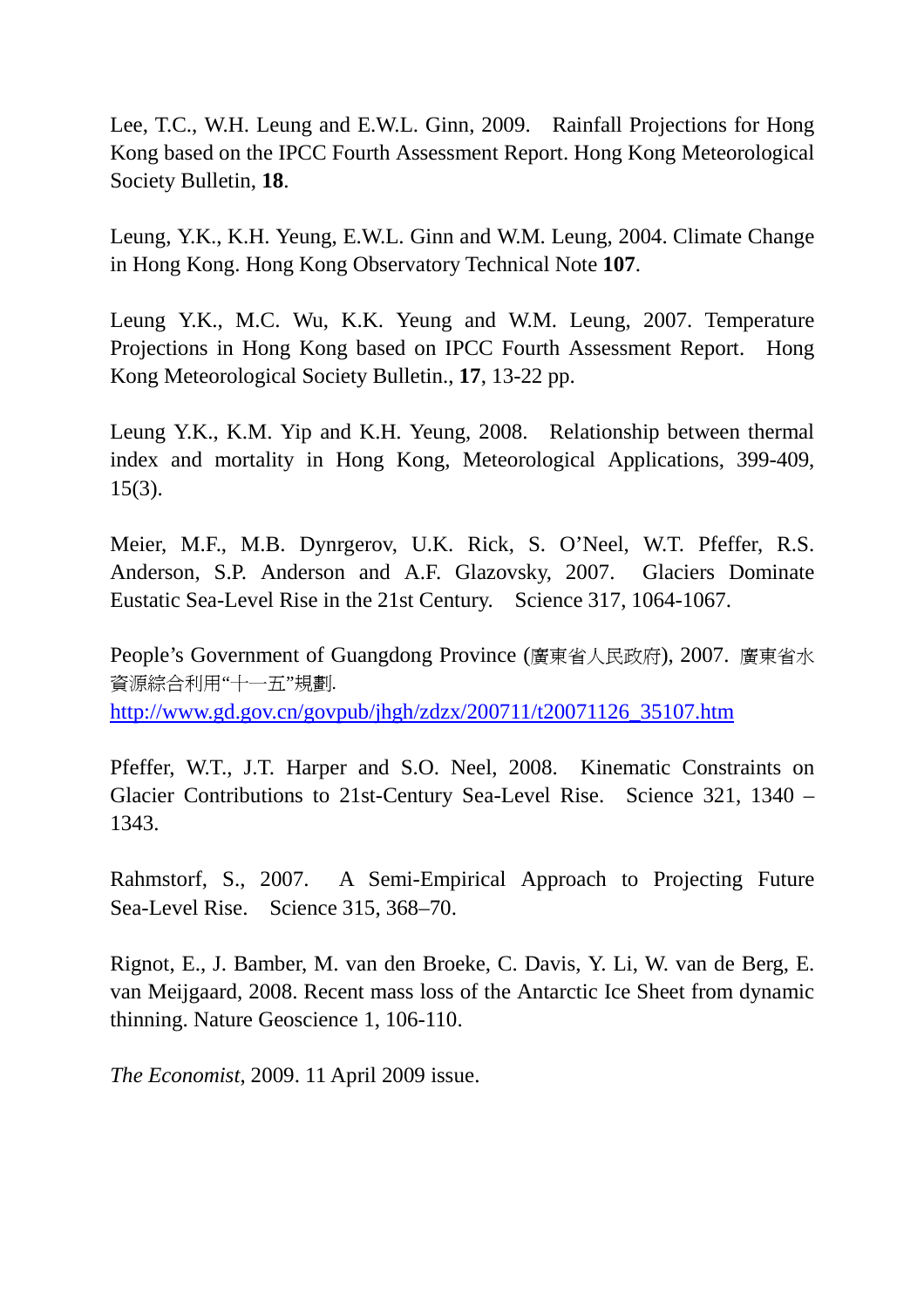Lee, T.C., W.H. Leung and E.W.L. Ginn, 2009. Rainfall Projections for Hong Kong based on the IPCC Fourth Assessment Report. Hong Kong Meteorological Society Bulletin, **18**.

Leung, Y.K., K.H. Yeung, E.W.L. Ginn and W.M. Leung, 2004. Climate Change in Hong Kong. Hong Kong Observatory Technical Note **107**.

Leung Y.K., M.C. Wu, K.K. Yeung and W.M. Leung, 2007. Temperature Projections in Hong Kong based on IPCC Fourth Assessment Report. Hong Kong Meteorological Society Bulletin., **17**, 13-22 pp.

Leung Y.K., K.M. Yip and K.H. Yeung, 2008. Relationship between thermal index and mortality in Hong Kong, Meteorological Applications, 399-409, 15(3).

Meier, M.F., M.B. Dynrgerov, U.K. Rick, S. O'Neel, W.T. Pfeffer, R.S. Anderson, S.P. Anderson and A.F. Glazovsky, 2007. Glaciers Dominate Eustatic Sea-Level Rise in the 21st Century. Science 317, 1064-1067.

People's Government of Guangdong Province (廣東省人民政府), 2007. 廣東省水資源綜合利用"十一五"規劃. http://www.gd.gov.cn/govpub/jhgh/zdzx/200711/t20071126_35107.htm

Pfeffer, W.T., J.T. Harper and S.O. Neel, 2008. Kinematic Constraints on Glacier Contributions to 21st-Century Sea-Level Rise. Science 321, 1340 – 1343.

Rahmstorf, S., 2007. A Semi-Empirical Approach to Projecting Future Sea-Level Rise. Science 315, 368–70.

Rignot, E., J. Bamber, M. van den Broeke, C. Davis, Y. Li, W. van de Berg, E. van Meijgaard, 2008. Recent mass loss of the Antarctic Ice Sheet from dynamic thinning. Nature Geoscience 1, 106-110.

*The Economist*, 2009. 11 April 2009 issue.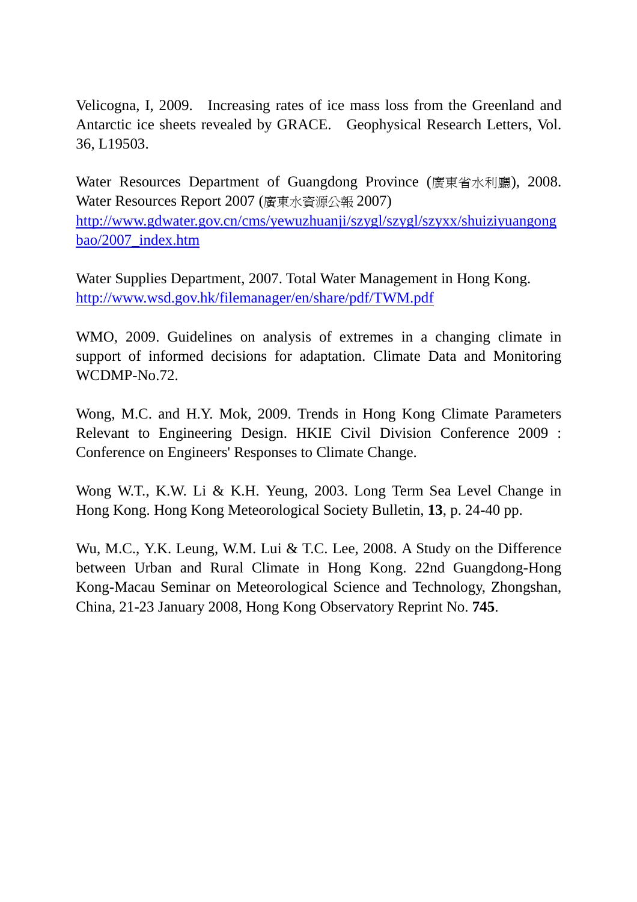Velicogna, I, 2009. Increasing rates of ice mass loss from the Greenland and Antarctic ice sheets revealed by GRACE. Geophysical Research Letters, Vol. 36, L19503.

Water Resources Department of Guangdong Province (廣東省水利廳), 2008. Water Resources Report 2007 (廣東水資源公報 2007)
http://www.gdwater.gov.cn/cms/yewuzhuanji/szygl/szygl/szyxx/shuiziyuangongbao/2007_index.htm

Water Supplies Department, 2007. Total Water Management in Hong Kong.
http://www.wsd.gov.hk/filemanager/en/share/pdf/TWM.pdf

WMO, 2009. Guidelines on analysis of extremes in a changing climate in support of informed decisions for adaptation. Climate Data and Monitoring WCDMP-No.72.

Wong, M.C. and H.Y. Mok, 2009. Trends in Hong Kong Climate Parameters Relevant to Engineering Design. HKIE Civil Division Conference 2009 : Conference on Engineers' Responses to Climate Change.

Wong W.T., K.W. Li & K.H. Yeung, 2003. Long Term Sea Level Change in Hong Kong. Hong Kong Meteorological Society Bulletin, **13**, p. 24-40 pp.

Wu, M.C., Y.K. Leung, W.M. Lui & T.C. Lee, 2008. A Study on the Difference between Urban and Rural Climate in Hong Kong. 22nd Guangdong-Hong Kong-Macau Seminar on Meteorological Science and Technology, Zhongshan, China, 21-23 January 2008, Hong Kong Observatory Reprint No. **745**.